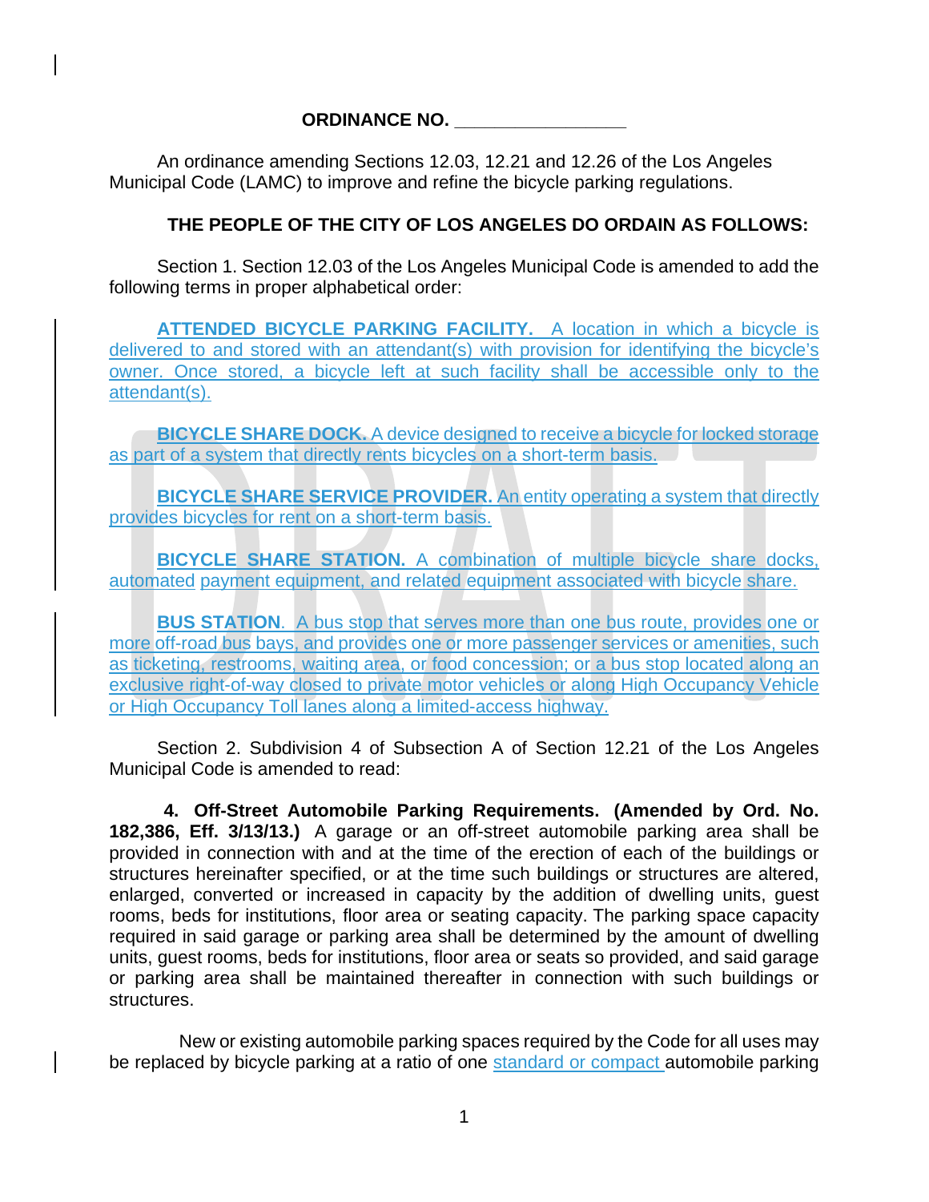**ORDINANCE NO. \_\_\_\_\_\_\_\_\_\_\_\_\_\_\_\_\_**

An ordinance amending Sections 12.03, 12.21 and 12.26 of the Los Angeles Municipal Code (LAMC) to improve and refine the bicycle parking regulations.

**THE PEOPLE OF THE CITY OF LOS ANGELES DO ORDAIN AS FOLLOWS:**

Section 1. Section 12.03 of the Los Angeles Municipal Code is amended to add the following terms in proper alphabetical order:

**ATTENDED BICYCLE PARKING FACILITY.** A location in which a bicycle is delivered to and stored with an attendant(s) with provision for identifying the bicycle's owner. Once stored, a bicycle left at such facility shall be accessible only to the attendant(s).

**BICYCLE SHARE DOCK.** A device designed to receive a bicycle for locked storage as part of a system that directly rents bicycles on a short-term basis.

**BICYCLE SHARE SERVICE PROVIDER.** An entity operating a system that directly provides bicycles for rent on a short-term basis.

**BICYCLE SHARE STATION.** A combination of multiple bicycle share docks, automated payment equipment, and related equipment associated with bicycle share.

**BUS STATION**. A bus stop that serves more than one bus route, provides one or more off-road bus bays, and provides one or more passenger services or amenities, such as ticketing, restrooms, waiting area, or food concession; or a bus stop located along an exclusive right-of-way closed to private motor vehicles or along High Occupancy Vehicle or High Occupancy Toll lanes along a limited-access highway.

Section 2. Subdivision 4 of Subsection A of Section 12.21 of the Los Angeles Municipal Code is amended to read:

**4. Off-Street Automobile Parking Requirements. (Amended by Ord. No. 182,386, Eff. 3/13/13.)** A garage or an off-street automobile parking area shall be provided in connection with and at the time of the erection of each of the buildings or structures hereinafter specified, or at the time such buildings or structures are altered, enlarged, converted or increased in capacity by the addition of dwelling units, guest rooms, beds for institutions, floor area or seating capacity. The parking space capacity required in said garage or parking area shall be determined by the amount of dwelling units, guest rooms, beds for institutions, floor area or seats so provided, and said garage or parking area shall be maintained thereafter in connection with such buildings or structures.

New or existing automobile parking spaces required by the Code for all uses may be replaced by bicycle parking at a ratio of one standard or compact automobile parking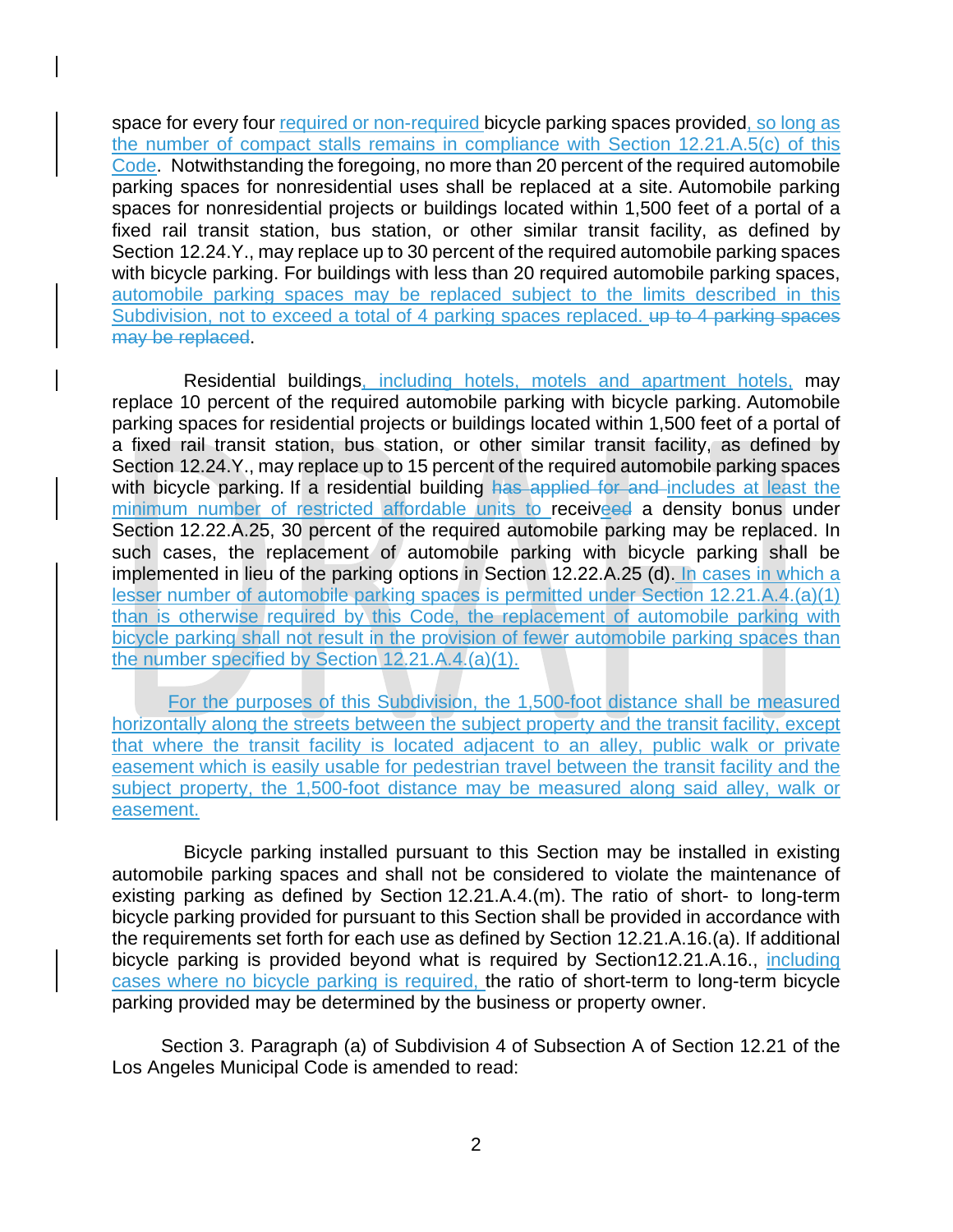space for every four required or non-required bicycle parking spaces provided, so long as the number of compact stalls remains in compliance with Section 12.21.A.5(c) of this Code. Notwithstanding the foregoing, no more than 20 percent of the required automobile parking spaces for nonresidential uses shall be replaced at a site. Automobile parking spaces for nonresidential projects or buildings located within 1,500 feet of a portal of a fixed rail transit station, bus station, or other similar transit facility, as defined by Section 12.24.Y., may replace up to 30 percent of the required automobile parking spaces with bicycle parking. For buildings with less than 20 required automobile parking spaces, automobile parking spaces may be replaced subject to the limits described in this Subdivision, not to exceed a total of 4 parking spaces replaced. ~~up to 4 parking spaces may be replaced~~.

Residential buildings, including hotels, motels and apartment hotels, may replace 10 percent of the required automobile parking with bicycle parking. Automobile parking spaces for residential projects or buildings located within 1,500 feet of a portal of a fixed rail transit station, bus station, or other similar transit facility, as defined by Section 12.24.Y., may replace up to 15 percent of the required automobile parking spaces with bicycle parking. If a residential building ~~has applied for and~~ includes at least the minimum number of restricted affordable units to receive~~ed~~ a density bonus under Section 12.22.A.25, 30 percent of the required automobile parking may be replaced. In such cases, the replacement of automobile parking with bicycle parking shall be implemented in lieu of the parking options in Section 12.22.A.25 (d). In cases in which a lesser number of automobile parking spaces is permitted under Section 12.21.A.4.(a)(1) than is otherwise required by this Code, the replacement of automobile parking with bicycle parking shall not result in the provision of fewer automobile parking spaces than the number specified by Section 12.21.A.4.(a)(1).

For the purposes of this Subdivision, the 1,500-foot distance shall be measured horizontally along the streets between the subject property and the transit facility, except that where the transit facility is located adjacent to an alley, public walk or private easement which is easily usable for pedestrian travel between the transit facility and the subject property, the 1,500-foot distance may be measured along said alley, walk or easement.

Bicycle parking installed pursuant to this Section may be installed in existing automobile parking spaces and shall not be considered to violate the maintenance of existing parking as defined by Section 12.21.A.4.(m). The ratio of short- to long-term bicycle parking provided for pursuant to this Section shall be provided in accordance with the requirements set forth for each use as defined by Section 12.21.A.16.(a). If additional bicycle parking is provided beyond what is required by Section12.21.A.16., including cases where no bicycle parking is required, the ratio of short-term to long-term bicycle parking provided may be determined by the business or property owner.

Section 3. Paragraph (a) of Subdivision 4 of Subsection A of Section 12.21 of the Los Angeles Municipal Code is amended to read: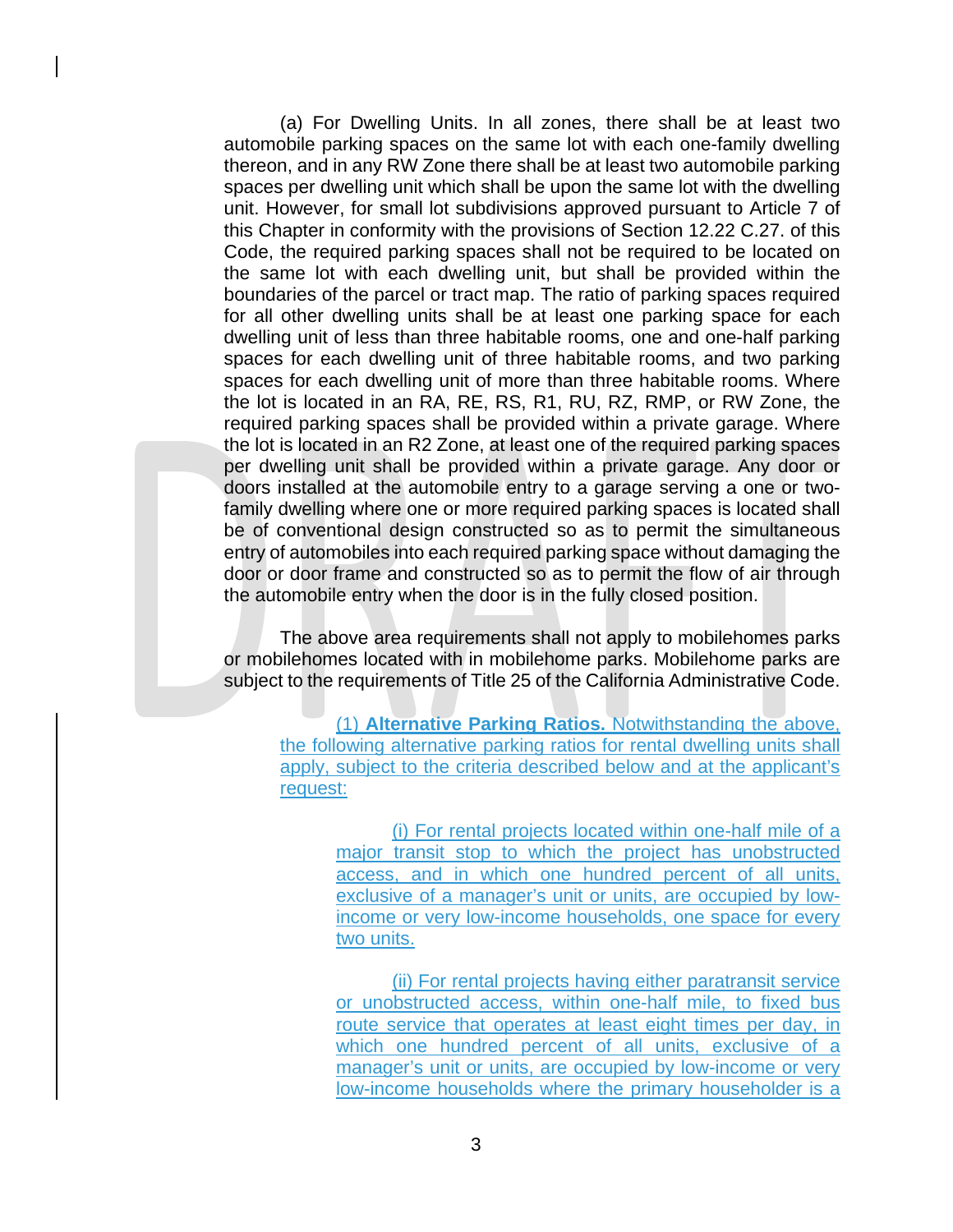(a) For Dwelling Units. In all zones, there shall be at least two automobile parking spaces on the same lot with each one-family dwelling thereon, and in any RW Zone there shall be at least two automobile parking spaces per dwelling unit which shall be upon the same lot with the dwelling unit. However, for small lot subdivisions approved pursuant to Article 7 of this Chapter in conformity with the provisions of Section 12.22 C.27. of this Code, the required parking spaces shall not be required to be located on the same lot with each dwelling unit, but shall be provided within the boundaries of the parcel or tract map. The ratio of parking spaces required for all other dwelling units shall be at least one parking space for each dwelling unit of less than three habitable rooms, one and one-half parking spaces for each dwelling unit of three habitable rooms, and two parking spaces for each dwelling unit of more than three habitable rooms. Where the lot is located in an RA, RE, RS, R1, RU, RZ, RMP, or RW Zone, the required parking spaces shall be provided within a private garage. Where the lot is located in an R2 Zone, at least one of the required parking spaces per dwelling unit shall be provided within a private garage. Any door or doors installed at the automobile entry to a garage serving a one or two-family dwelling where one or more required parking spaces is located shall be of conventional design constructed so as to permit the simultaneous entry of automobiles into each required parking space without damaging the door or door frame and constructed so as to permit the flow of air through the automobile entry when the door is in the fully closed position.

The above area requirements shall not apply to mobilehomes parks or mobilehomes located with in mobilehome parks. Mobilehome parks are subject to the requirements of Title 25 of the California Administrative Code.

(1) **Alternative Parking Ratios.** Notwithstanding the above, the following alternative parking ratios for rental dwelling units shall apply, subject to the criteria described below and at the applicant's request:

(i) For rental projects located within one-half mile of a major transit stop to which the project has unobstructed access, and in which one hundred percent of all units, exclusive of a manager's unit or units, are occupied by low-income or very low-income households, one space for every two units.

(ii) For rental projects having either paratransit service or unobstructed access, within one-half mile, to fixed bus route service that operates at least eight times per day, in which one hundred percent of all units, exclusive of a manager's unit or units, are occupied by low-income or very low-income households where the primary householder is a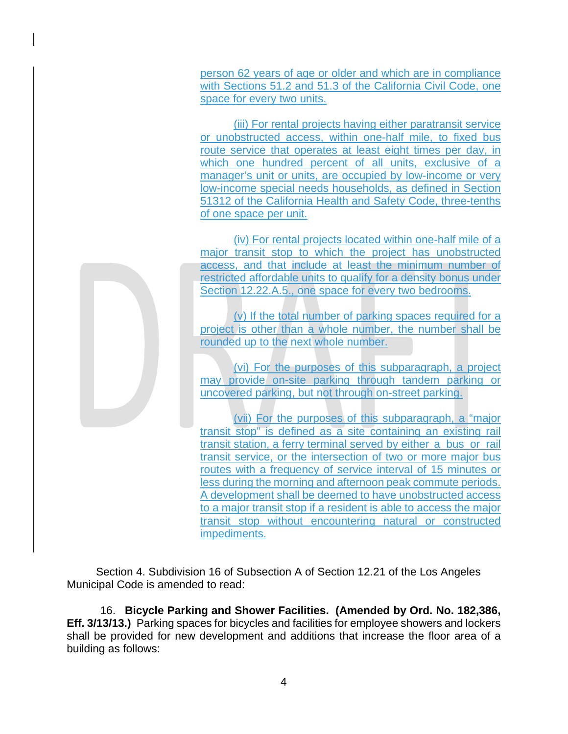person 62 years of age or older and which are in compliance with Sections 51.2 and 51.3 of the California Civil Code, one space for every two units.

(iii) For rental projects having either paratransit service or unobstructed access, within one-half mile, to fixed bus route service that operates at least eight times per day, in which one hundred percent of all units, exclusive of a manager's unit or units, are occupied by low-income or very low-income special needs households, as defined in Section 51312 of the California Health and Safety Code, three-tenths of one space per unit.

(iv) For rental projects located within one-half mile of a major transit stop to which the project has unobstructed access, and that include at least the minimum number of restricted affordable units to qualify for a density bonus under Section 12.22.A.5., one space for every two bedrooms.

(v) If the total number of parking spaces required for a project is other than a whole number, the number shall be rounded up to the next whole number.

(vi) For the purposes of this subparagraph, a project may provide on-site parking through tandem parking or uncovered parking, but not through on-street parking.

(vii) For the purposes of this subparagraph, a "major transit stop" is defined as a site containing an existing rail transit station, a ferry terminal served by either a bus or rail transit service, or the intersection of two or more major bus routes with a frequency of service interval of 15 minutes or less during the morning and afternoon peak commute periods. A development shall be deemed to have unobstructed access to a major transit stop if a resident is able to access the major transit stop without encountering natural or constructed impediments.

Section 4. Subdivision 16 of Subsection A of Section 12.21 of the Los Angeles Municipal Code is amended to read:

16. **Bicycle Parking and Shower Facilities. (Amended by Ord. No. 182,386, Eff. 3/13/13.)** Parking spaces for bicycles and facilities for employee showers and lockers shall be provided for new development and additions that increase the floor area of a building as follows: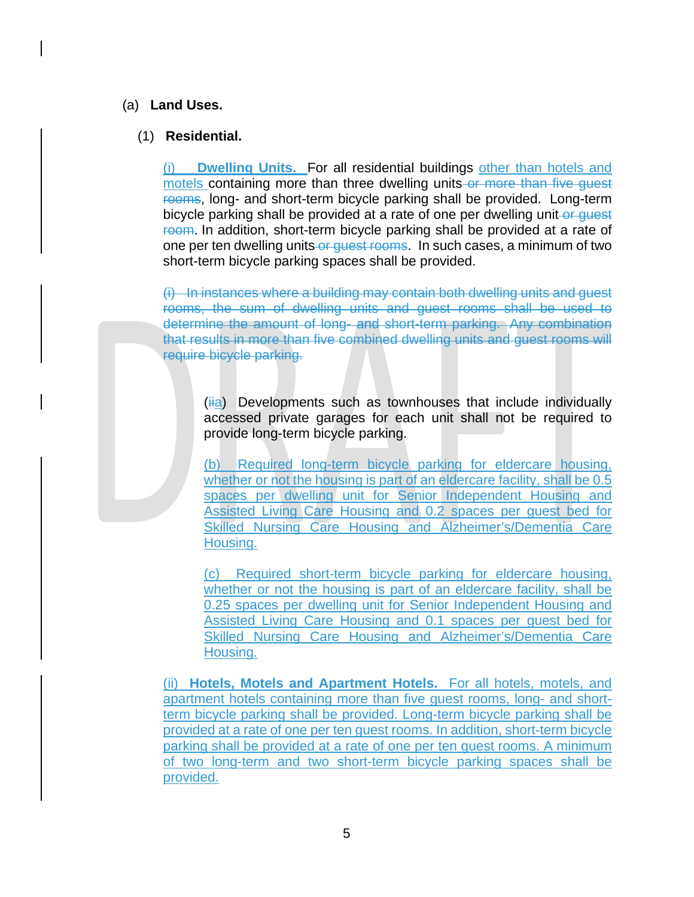(a) **Land Uses.**

(1) **Residential.**

(i) **Dwelling Units.** For all residential buildings other than hotels and motels containing more than three dwelling units ~~or more than five guest rooms~~, long- and short-term bicycle parking shall be provided. Long-term bicycle parking shall be provided at a rate of one per dwelling unit ~~or guest room~~. In addition, short-term bicycle parking shall be provided at a rate of one per ten dwelling units ~~or guest rooms~~. In such cases, a minimum of two short-term bicycle parking spaces shall be provided.

~~(i) In instances where a building may contain both dwelling units and guest rooms, the sum of dwelling units and guest rooms shall be used to determine the amount of long- and short-term parking. Any combination that results in more than five combined dwelling units and guest rooms will require bicycle parking.~~

(~~ii~~a) Developments such as townhouses that include individually accessed private garages for each unit shall not be required to provide long-term bicycle parking.

(b) Required long-term bicycle parking for eldercare housing, whether or not the housing is part of an eldercare facility, shall be 0.5 spaces per dwelling unit for Senior Independent Housing and Assisted Living Care Housing and 0.2 spaces per guest bed for Skilled Nursing Care Housing and Alzheimer's/Dementia Care Housing.

(c) Required short-term bicycle parking for eldercare housing, whether or not the housing is part of an eldercare facility, shall be 0.25 spaces per dwelling unit for Senior Independent Housing and Assisted Living Care Housing and 0.1 spaces per guest bed for Skilled Nursing Care Housing and Alzheimer's/Dementia Care Housing.

(ii) **Hotels, Motels and Apartment Hotels.** For all hotels, motels, and apartment hotels containing more than five guest rooms, long- and short-term bicycle parking shall be provided. Long-term bicycle parking shall be provided at a rate of one per ten guest rooms. In addition, short-term bicycle parking shall be provided at a rate of one per ten guest rooms. A minimum of two long-term and two short-term bicycle parking spaces shall be provided.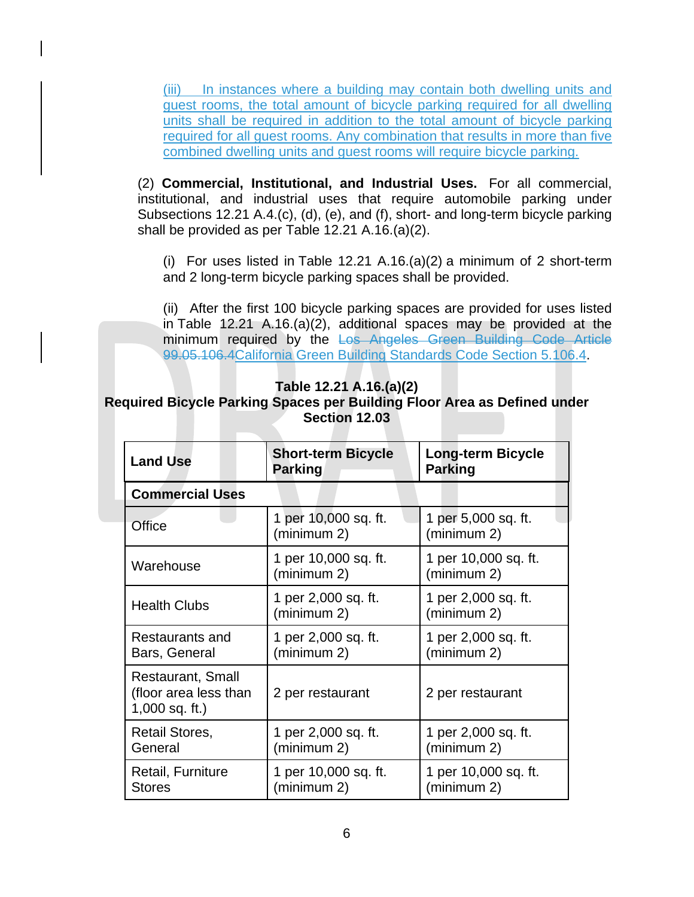(iii) In instances where a building may contain both dwelling units and guest rooms, the total amount of bicycle parking required for all dwelling units shall be required in addition to the total amount of bicycle parking required for all guest rooms. Any combination that results in more than five combined dwelling units and guest rooms will require bicycle parking.

(2) **Commercial, Institutional, and Industrial Uses.** For all commercial, institutional, and industrial uses that require automobile parking under Subsections 12.21 A.4.(c), (d), (e), and (f), short- and long-term bicycle parking shall be provided as per Table 12.21 A.16.(a)(2).

(i) For uses listed in Table 12.21 A.16.(a)(2) a minimum of 2 short-term and 2 long-term bicycle parking spaces shall be provided.

(ii) After the first 100 bicycle parking spaces are provided for uses listed in Table 12.21 A.16.(a)(2), additional spaces may be provided at the minimum required by the ~~Los Angeles Green Building Code Article 99.05.106.4~~California Green Building Standards Code Section 5.106.4.

**Table 12.21 A.16.(a)(2)**
**Required Bicycle Parking Spaces per Building Floor Area as Defined under Section 12.03**

| Land Use | Short-term Bicycle Parking | Long-term Bicycle Parking |
|---|---|---|
| **Commercial Uses** | | |
| Office | 1 per 10,000 sq. ft. (minimum 2) | 1 per 5,000 sq. ft. (minimum 2) |
| Warehouse | 1 per 10,000 sq. ft. (minimum 2) | 1 per 10,000 sq. ft. (minimum 2) |
| Health Clubs | 1 per 2,000 sq. ft. (minimum 2) | 1 per 2,000 sq. ft. (minimum 2) |
| Restaurants and Bars, General | 1 per 2,000 sq. ft. (minimum 2) | 1 per 2,000 sq. ft. (minimum 2) |
| Restaurant, Small (floor area less than 1,000 sq. ft.) | 2 per restaurant | 2 per restaurant |
| Retail Stores, General | 1 per 2,000 sq. ft. (minimum 2) | 1 per 2,000 sq. ft. (minimum 2) |
| Retail, Furniture Stores | 1 per 10,000 sq. ft. (minimum 2) | 1 per 10,000 sq. ft. (minimum 2) |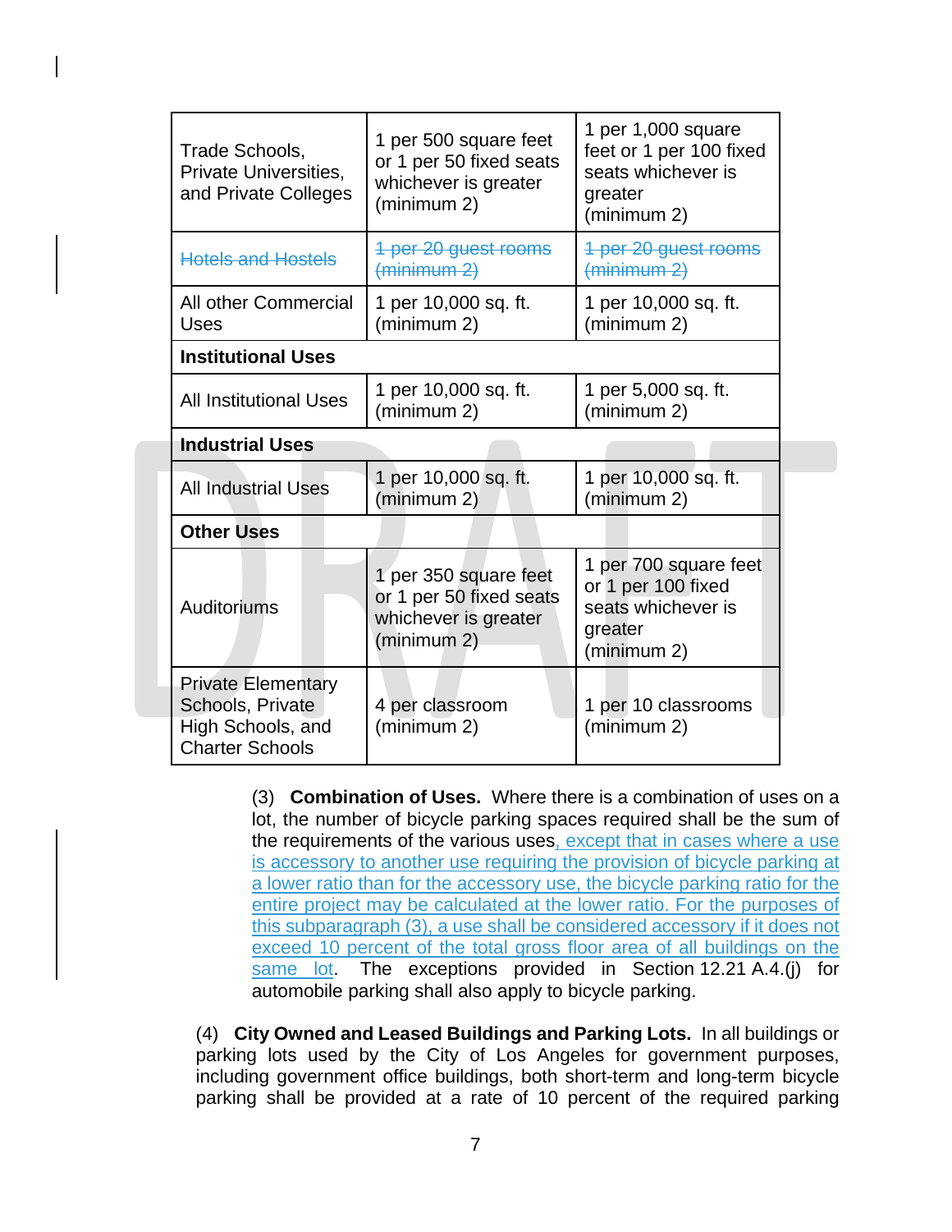| | | |
|---|---|---|
| Trade Schools, Private Universities, and Private Colleges | 1 per 500 square feet or 1 per 50 fixed seats whichever is greater (minimum 2) | 1 per 1,000 square feet or 1 per 100 fixed seats whichever is greater (minimum 2) |
| ~~Hotels and Hostels~~ | ~~1 per 20 guest rooms (minimum 2)~~ | ~~1 per 20 guest rooms (minimum 2)~~ |
| All other Commercial Uses | 1 per 10,000 sq. ft. (minimum 2) | 1 per 10,000 sq. ft. (minimum 2) |
| **Institutional Uses** | | |
| All Institutional Uses | 1 per 10,000 sq. ft. (minimum 2) | 1 per 5,000 sq. ft. (minimum 2) |
| **Industrial Uses** | | |
| All Industrial Uses | 1 per 10,000 sq. ft. (minimum 2) | 1 per 10,000 sq. ft. (minimum 2) |
| **Other Uses** | | |
| Auditoriums | 1 per 350 square feet or 1 per 50 fixed seats whichever is greater (minimum 2) | 1 per 700 square feet or 1 per 100 fixed seats whichever is greater (minimum 2) |
| Private Elementary Schools, Private High Schools, and Charter Schools | 4 per classroom (minimum 2) | 1 per 10 classrooms (minimum 2) |

(3) **Combination of Uses.** Where there is a combination of uses on a lot, the number of bicycle parking spaces required shall be the sum of the requirements of the various uses, except that in cases where a use is accessory to another use requiring the provision of bicycle parking at a lower ratio than for the accessory use, the bicycle parking ratio for the entire project may be calculated at the lower ratio. For the purposes of this subparagraph (3), a use shall be considered accessory if it does not exceed 10 percent of the total gross floor area of all buildings on the same lot. The exceptions provided in Section 12.21 A.4.(j) for automobile parking shall also apply to bicycle parking.

(4) **City Owned and Leased Buildings and Parking Lots.** In all buildings or parking lots used by the City of Los Angeles for government purposes, including government office buildings, both short-term and long-term bicycle parking shall be provided at a rate of 10 percent of the required parking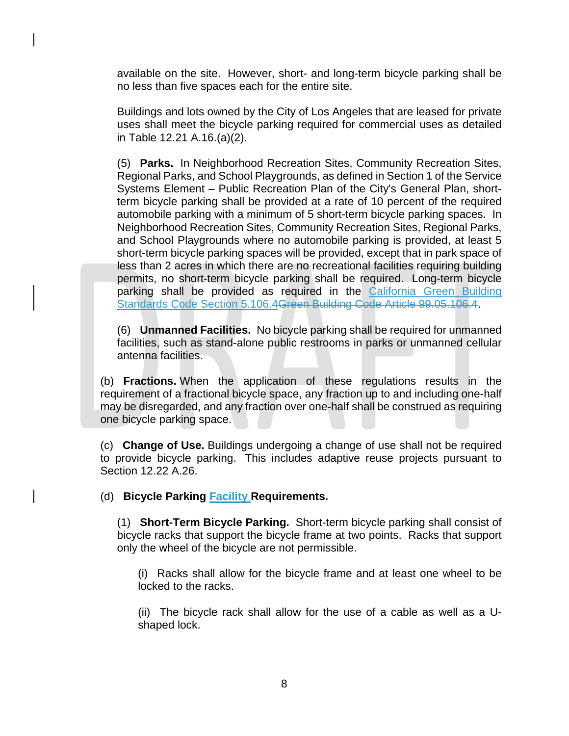available on the site. However, short- and long-term bicycle parking shall be no less than five spaces each for the entire site.

Buildings and lots owned by the City of Los Angeles that are leased for private uses shall meet the bicycle parking required for commercial uses as detailed in Table 12.21 A.16.(a)(2).

(5) **Parks.** In Neighborhood Recreation Sites, Community Recreation Sites, Regional Parks, and School Playgrounds, as defined in Section 1 of the Service Systems Element – Public Recreation Plan of the City's General Plan, short-term bicycle parking shall be provided at a rate of 10 percent of the required automobile parking with a minimum of 5 short-term bicycle parking spaces. In Neighborhood Recreation Sites, Community Recreation Sites, Regional Parks, and School Playgrounds where no automobile parking is provided, at least 5 short-term bicycle parking spaces will be provided, except that in park space of less than 2 acres in which there are no recreational facilities requiring building permits, no short-term bicycle parking shall be required. Long-term bicycle parking shall be provided as required in the California Green Building Standards Code Section 5.106.4~~Green Building Code Article 99.05.106.4~~.

(6) **Unmanned Facilities.** No bicycle parking shall be required for unmanned facilities, such as stand-alone public restrooms in parks or unmanned cellular antenna facilities.

(b) **Fractions.** When the application of these regulations results in the requirement of a fractional bicycle space, any fraction up to and including one-half may be disregarded, and any fraction over one-half shall be construed as requiring one bicycle parking space.

(c) **Change of Use.** Buildings undergoing a change of use shall not be required to provide bicycle parking. This includes adaptive reuse projects pursuant to Section 12.22 A.26.

(d) **Bicycle Parking Facility Requirements.**

(1) **Short-Term Bicycle Parking.** Short-term bicycle parking shall consist of bicycle racks that support the bicycle frame at two points. Racks that support only the wheel of the bicycle are not permissible.

(i) Racks shall allow for the bicycle frame and at least one wheel to be locked to the racks.

(ii) The bicycle rack shall allow for the use of a cable as well as a U-shaped lock.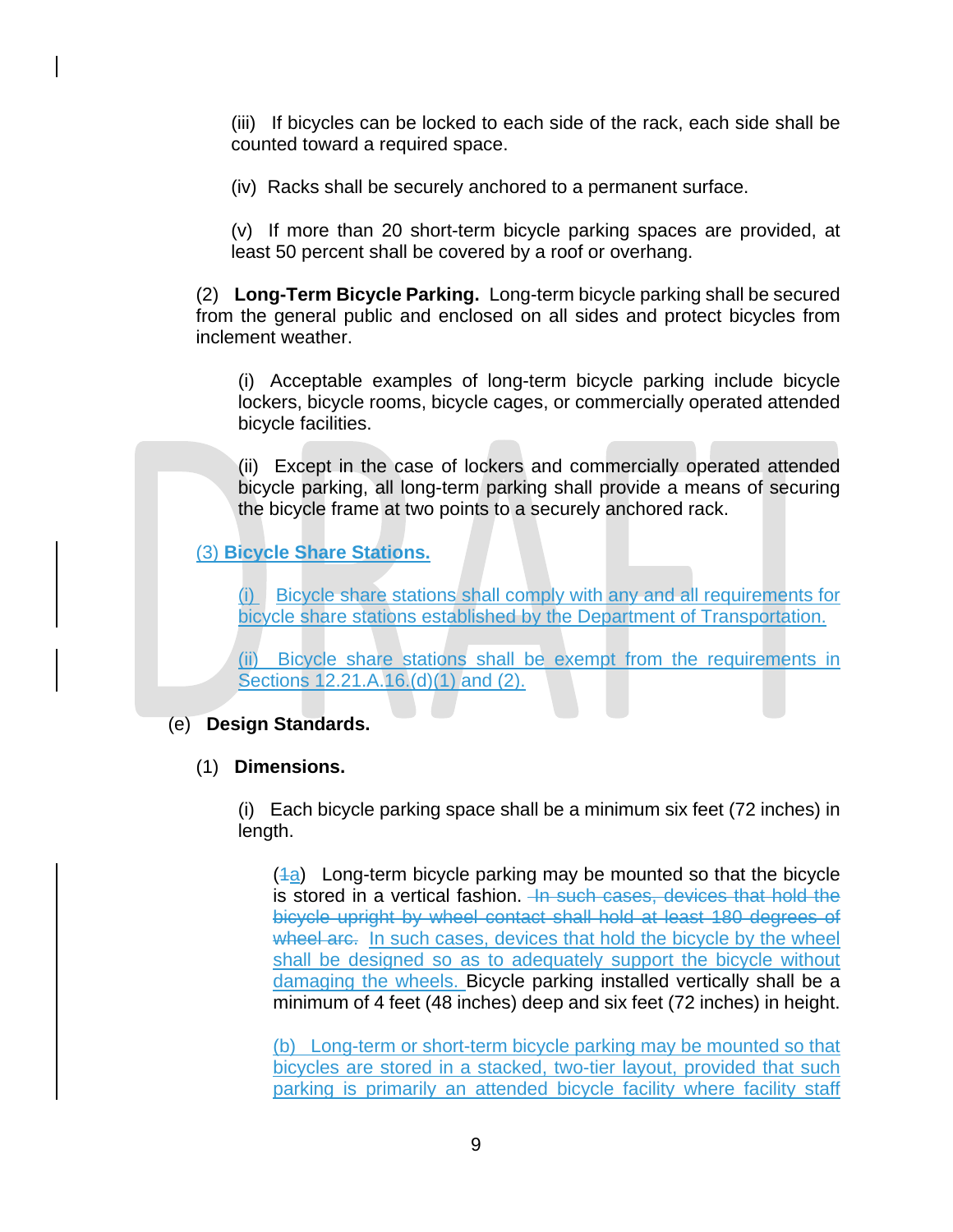(iii) If bicycles can be locked to each side of the rack, each side shall be counted toward a required space.

(iv) Racks shall be securely anchored to a permanent surface.

(v) If more than 20 short-term bicycle parking spaces are provided, at least 50 percent shall be covered by a roof or overhang.

(2) **Long-Term Bicycle Parking.** Long-term bicycle parking shall be secured from the general public and enclosed on all sides and protect bicycles from inclement weather.

(i) Acceptable examples of long-term bicycle parking include bicycle lockers, bicycle rooms, bicycle cages, or commercially operated attended bicycle facilities.

(ii) Except in the case of lockers and commercially operated attended bicycle parking, all long-term parking shall provide a means of securing the bicycle frame at two points to a securely anchored rack.

(3) **Bicycle Share Stations.**

(i) Bicycle share stations shall comply with any and all requirements for bicycle share stations established by the Department of Transportation.

(ii) Bicycle share stations shall be exempt from the requirements in Sections 12.21.A.16.(d)(1) and (2).

(e) **Design Standards.**

(1) **Dimensions.**

(i) Each bicycle parking space shall be a minimum six feet (72 inches) in length.

(~~1~~a) Long-term bicycle parking may be mounted so that the bicycle is stored in a vertical fashion. ~~In such cases, devices that hold the bicycle upright by wheel contact shall hold at least 180 degrees of wheel arc.~~ In such cases, devices that hold the bicycle by the wheel shall be designed so as to adequately support the bicycle without damaging the wheels. Bicycle parking installed vertically shall be a minimum of 4 feet (48 inches) deep and six feet (72 inches) in height.

(b) Long-term or short-term bicycle parking may be mounted so that bicycles are stored in a stacked, two-tier layout, provided that such parking is primarily an attended bicycle facility where facility staff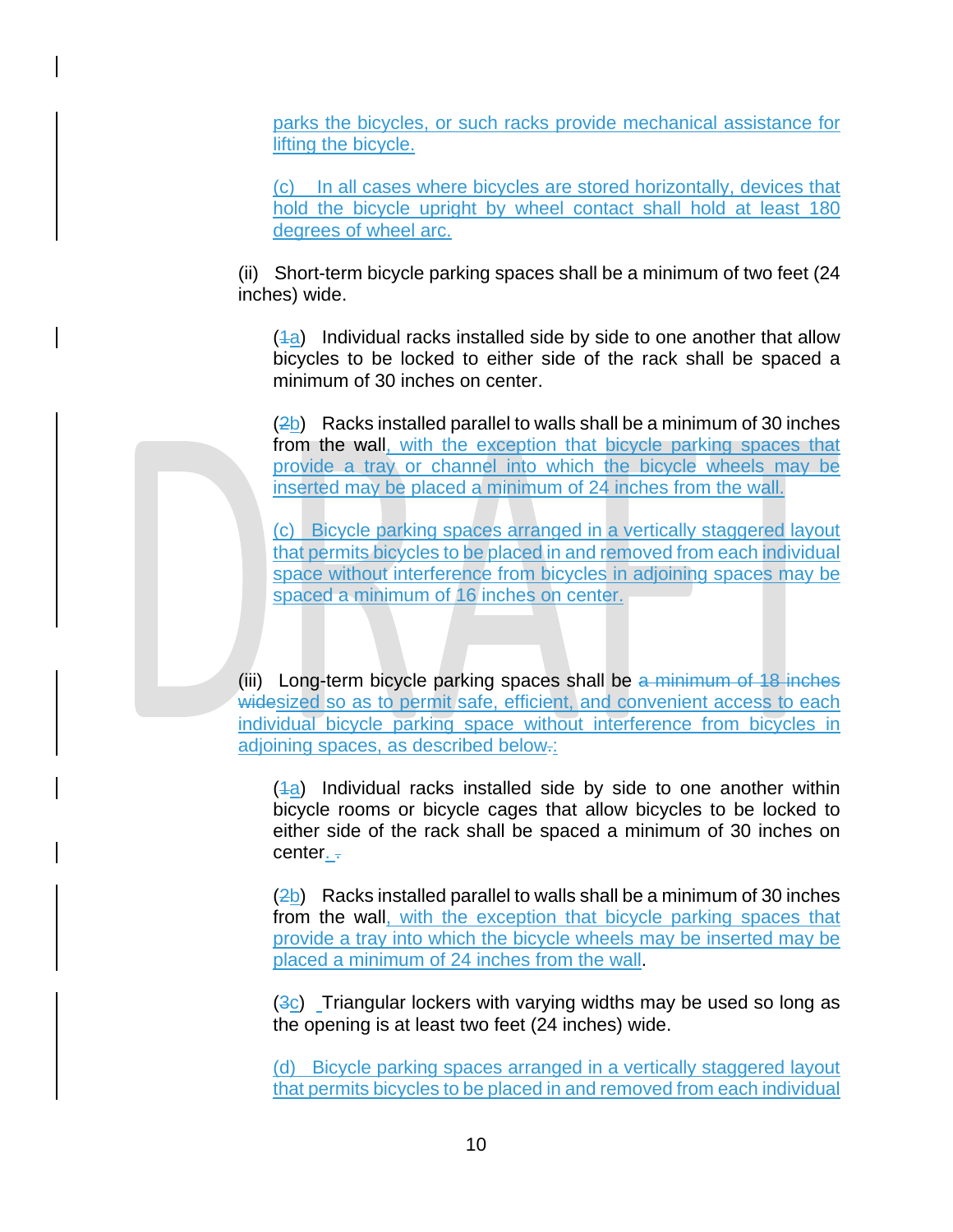parks the bicycles, or such racks provide mechanical assistance for lifting the bicycle.

(c) In all cases where bicycles are stored horizontally, devices that hold the bicycle upright by wheel contact shall hold at least 180 degrees of wheel arc.

(ii) Short-term bicycle parking spaces shall be a minimum of two feet (24 inches) wide.

(~~1~~a) Individual racks installed side by side to one another that allow bicycles to be locked to either side of the rack shall be spaced a minimum of 30 inches on center.

(~~2~~b) Racks installed parallel to walls shall be a minimum of 30 inches from the wall, with the exception that bicycle parking spaces that provide a tray or channel into which the bicycle wheels may be inserted may be placed a minimum of 24 inches from the wall.

(c) Bicycle parking spaces arranged in a vertically staggered layout that permits bicycles to be placed in and removed from each individual space without interference from bicycles in adjoining spaces may be spaced a minimum of 16 inches on center.

(iii) Long-term bicycle parking spaces shall be ~~a minimum of 18 inches wide~~sized so as to permit safe, efficient, and convenient access to each individual bicycle parking space without interference from bicycles in adjoining spaces, as described below~~.~~:

(~~1~~a) Individual racks installed side by side to one another within bicycle rooms or bicycle cages that allow bicycles to be locked to either side of the rack shall be spaced a minimum of 30 inches on center. ~~.~~

(~~2~~b) Racks installed parallel to walls shall be a minimum of 30 inches from the wall, with the exception that bicycle parking spaces that provide a tray into which the bicycle wheels may be inserted may be placed a minimum of 24 inches from the wall.

(~~3~~c) Triangular lockers with varying widths may be used so long as the opening is at least two feet (24 inches) wide.

(d) Bicycle parking spaces arranged in a vertically staggered layout that permits bicycles to be placed in and removed from each individual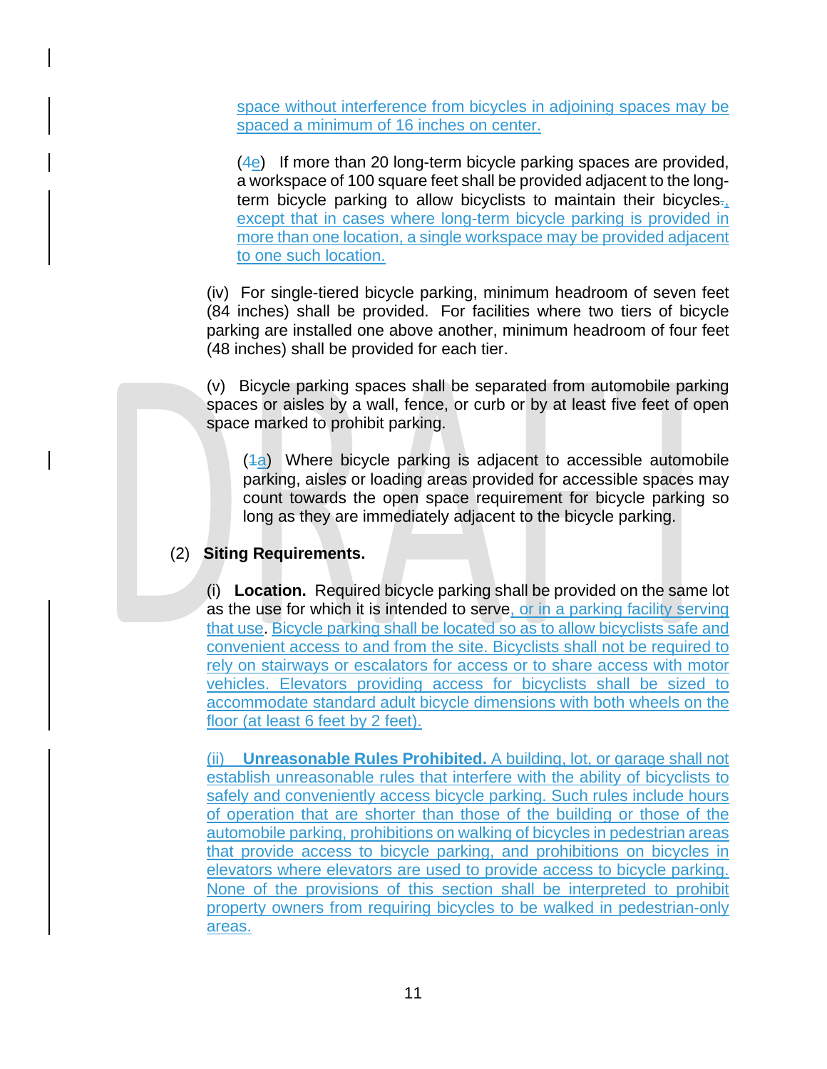space without interference from bicycles in adjoining spaces may be spaced a minimum of 16 inches on center.

(4e) If more than 20 long-term bicycle parking spaces are provided, a workspace of 100 square feet shall be provided adjacent to the long-term bicycle parking to allow bicyclists to maintain their bicycles., except that in cases where long-term bicycle parking is provided in more than one location, a single workspace may be provided adjacent to one such location.

(iv) For single-tiered bicycle parking, minimum headroom of seven feet (84 inches) shall be provided. For facilities where two tiers of bicycle parking are installed one above another, minimum headroom of four feet (48 inches) shall be provided for each tier.

(v) Bicycle parking spaces shall be separated from automobile parking spaces or aisles by a wall, fence, or curb or by at least five feet of open space marked to prohibit parking.

(1a) Where bicycle parking is adjacent to accessible automobile parking, aisles or loading areas provided for accessible spaces may count towards the open space requirement for bicycle parking so long as they are immediately adjacent to the bicycle parking.

(2) **Siting Requirements.**

(i) **Location.** Required bicycle parking shall be provided on the same lot as the use for which it is intended to serve, or in a parking facility serving that use. Bicycle parking shall be located so as to allow bicyclists safe and convenient access to and from the site. Bicyclists shall not be required to rely on stairways or escalators for access or to share access with motor vehicles. Elevators providing access for bicyclists shall be sized to accommodate standard adult bicycle dimensions with both wheels on the floor (at least 6 feet by 2 feet).

(ii) **Unreasonable Rules Prohibited.** A building, lot, or garage shall not establish unreasonable rules that interfere with the ability of bicyclists to safely and conveniently access bicycle parking. Such rules include hours of operation that are shorter than those of the building or those of the automobile parking, prohibitions on walking of bicycles in pedestrian areas that provide access to bicycle parking, and prohibitions on bicycles in elevators where elevators are used to provide access to bicycle parking. None of the provisions of this section shall be interpreted to prohibit property owners from requiring bicycles to be walked in pedestrian-only areas.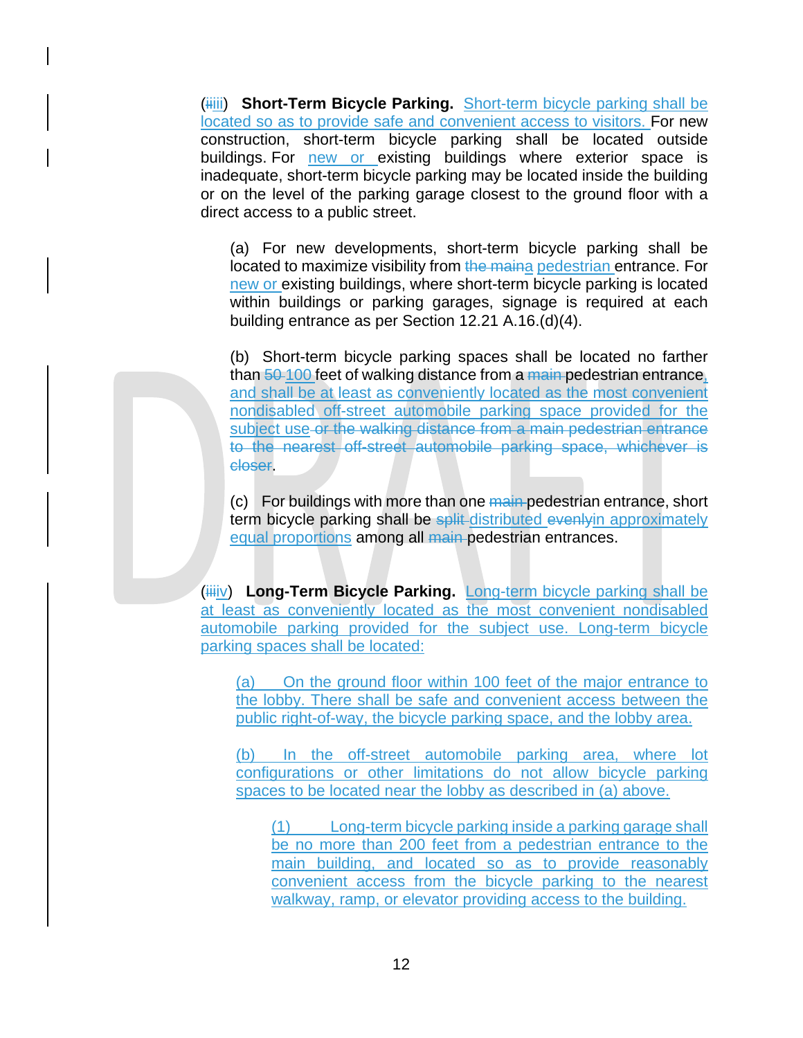(~~ii~~iii) **Short-Term Bicycle Parking.** Short-term bicycle parking shall be located so as to provide safe and convenient access to visitors. For new construction, short-term bicycle parking shall be located outside buildings. For new or existing buildings where exterior space is inadequate, short-term bicycle parking may be located inside the building or on the level of the parking garage closest to the ground floor with a direct access to a public street.

(a) For new developments, short-term bicycle parking shall be located to maximize visibility from ~~the main~~a pedestrian entrance. For new or existing buildings, where short-term bicycle parking is located within buildings or parking garages, signage is required at each building entrance as per Section 12.21 A.16.(d)(4).

(b) Short-term bicycle parking spaces shall be located no farther than ~~50~~ 100 feet of walking distance from a ~~main~~ pedestrian entrance, and shall be at least as conveniently located as the most convenient nondisabled off-street automobile parking space provided for the subject use ~~or the walking distance from a main pedestrian entrance to the nearest off-street automobile parking space, whichever is closer~~.

(c) For buildings with more than one ~~main~~ pedestrian entrance, short term bicycle parking shall be ~~split~~ distributed ~~evenly~~in approximately equal proportions among all ~~main~~ pedestrian entrances.

(~~iii~~iv) **Long-Term Bicycle Parking.** Long-term bicycle parking shall be at least as conveniently located as the most convenient nondisabled automobile parking provided for the subject use. Long-term bicycle parking spaces shall be located:

(a) On the ground floor within 100 feet of the major entrance to the lobby. There shall be safe and convenient access between the public right-of-way, the bicycle parking space, and the lobby area.

(b) In the off-street automobile parking area, where lot configurations or other limitations do not allow bicycle parking spaces to be located near the lobby as described in (a) above.

(1) Long-term bicycle parking inside a parking garage shall be no more than 200 feet from a pedestrian entrance to the main building, and located so as to provide reasonably convenient access from the bicycle parking to the nearest walkway, ramp, or elevator providing access to the building.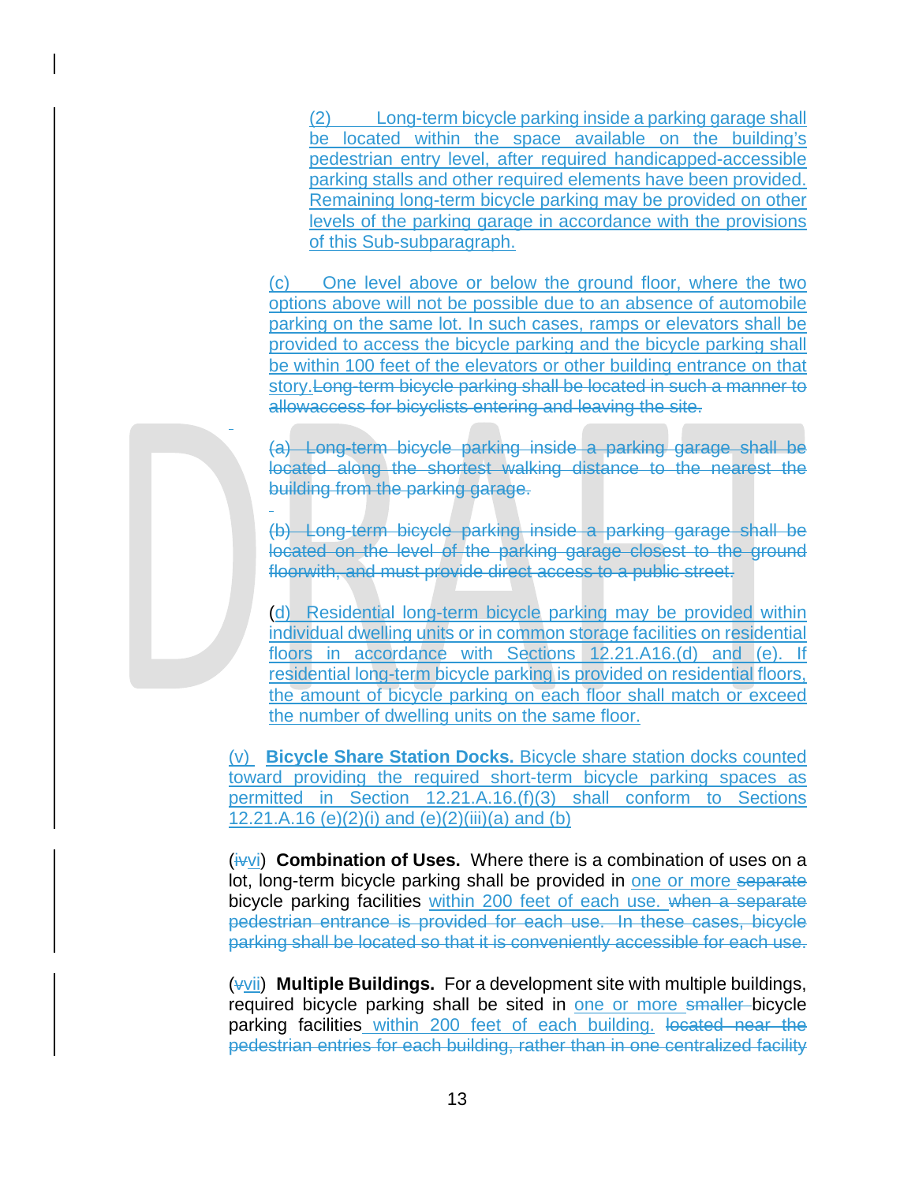(2) Long-term bicycle parking inside a parking garage shall be located within the space available on the building's pedestrian entry level, after required handicapped-accessible parking stalls and other required elements have been provided. Remaining long-term bicycle parking may be provided on other levels of the parking garage in accordance with the provisions of this Sub-subparagraph.

(c) One level above or below the ground floor, where the two options above will not be possible due to an absence of automobile parking on the same lot. In such cases, ramps or elevators shall be provided to access the bicycle parking and the bicycle parking shall be within 100 feet of the elevators or other building entrance on that story.~~Long-term bicycle parking shall be located in such a manner to allowaccess for bicyclists entering and leaving the site.~~

~~(a) Long-term bicycle parking inside a parking garage shall be located along the shortest walking distance to the nearest the building from the parking garage.~~

~~(b) Long-term bicycle parking inside a parking garage shall be located on the level of the parking garage closest to the ground floorwith, and must provide direct access to a public street.~~

(d) Residential long-term bicycle parking may be provided within individual dwelling units or in common storage facilities on residential floors in accordance with Sections 12.21.A16.(d) and (e). If residential long-term bicycle parking is provided on residential floors, the amount of bicycle parking on each floor shall match or exceed the number of dwelling units on the same floor.

(v) **Bicycle Share Station Docks.** Bicycle share station docks counted toward providing the required short-term bicycle parking spaces as permitted in Section 12.21.A.16.(f)(3) shall conform to Sections 12.21.A.16 (e)(2)(i) and (e)(2)(iii)(a) and (b)

(~~iv~~vi) **Combination of Uses.** Where there is a combination of uses on a lot, long-term bicycle parking shall be provided in one or more ~~separate~~ bicycle parking facilities within 200 feet of each use. ~~when a separate pedestrian entrance is provided for each use. In these cases, bicycle parking shall be located so that it is conveniently accessible for each use.~~

(~~v~~vii) **Multiple Buildings.** For a development site with multiple buildings, required bicycle parking shall be sited in one or more ~~smaller~~ bicycle parking facilities within 200 feet of each building. ~~located near the pedestrian entries for each building, rather than in one centralized facility~~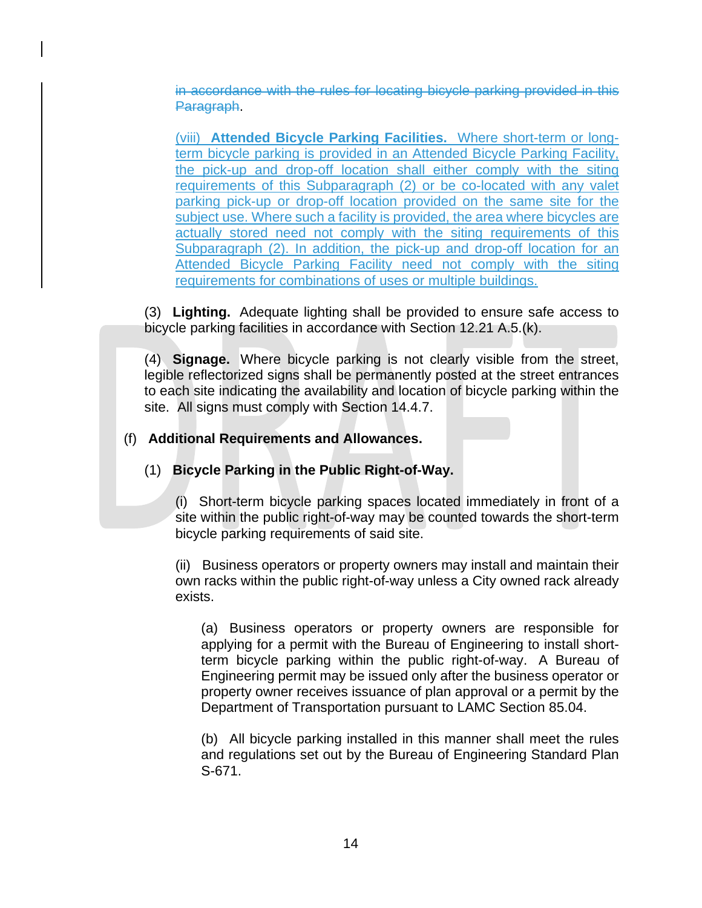~~in accordance with the rules for locating bicycle parking provided in this Paragraph~~.

(viii) **Attended Bicycle Parking Facilities.** Where short-term or long-term bicycle parking is provided in an Attended Bicycle Parking Facility, the pick-up and drop-off location shall either comply with the siting requirements of this Subparagraph (2) or be co-located with any valet parking pick-up or drop-off location provided on the same site for the subject use. Where such a facility is provided, the area where bicycles are actually stored need not comply with the siting requirements of this Subparagraph (2). In addition, the pick-up and drop-off location for an Attended Bicycle Parking Facility need not comply with the siting requirements for combinations of uses or multiple buildings.

(3) **Lighting.** Adequate lighting shall be provided to ensure safe access to bicycle parking facilities in accordance with Section 12.21 A.5.(k).

(4) **Signage.** Where bicycle parking is not clearly visible from the street, legible reflectorized signs shall be permanently posted at the street entrances to each site indicating the availability and location of bicycle parking within the site. All signs must comply with Section 14.4.7.

(f) **Additional Requirements and Allowances.**

(1) **Bicycle Parking in the Public Right-of-Way.**

(i) Short-term bicycle parking spaces located immediately in front of a site within the public right-of-way may be counted towards the short-term bicycle parking requirements of said site.

(ii) Business operators or property owners may install and maintain their own racks within the public right-of-way unless a City owned rack already exists.

(a) Business operators or property owners are responsible for applying for a permit with the Bureau of Engineering to install short-term bicycle parking within the public right-of-way. A Bureau of Engineering permit may be issued only after the business operator or property owner receives issuance of plan approval or a permit by the Department of Transportation pursuant to LAMC Section 85.04.

(b) All bicycle parking installed in this manner shall meet the rules and regulations set out by the Bureau of Engineering Standard Plan S-671.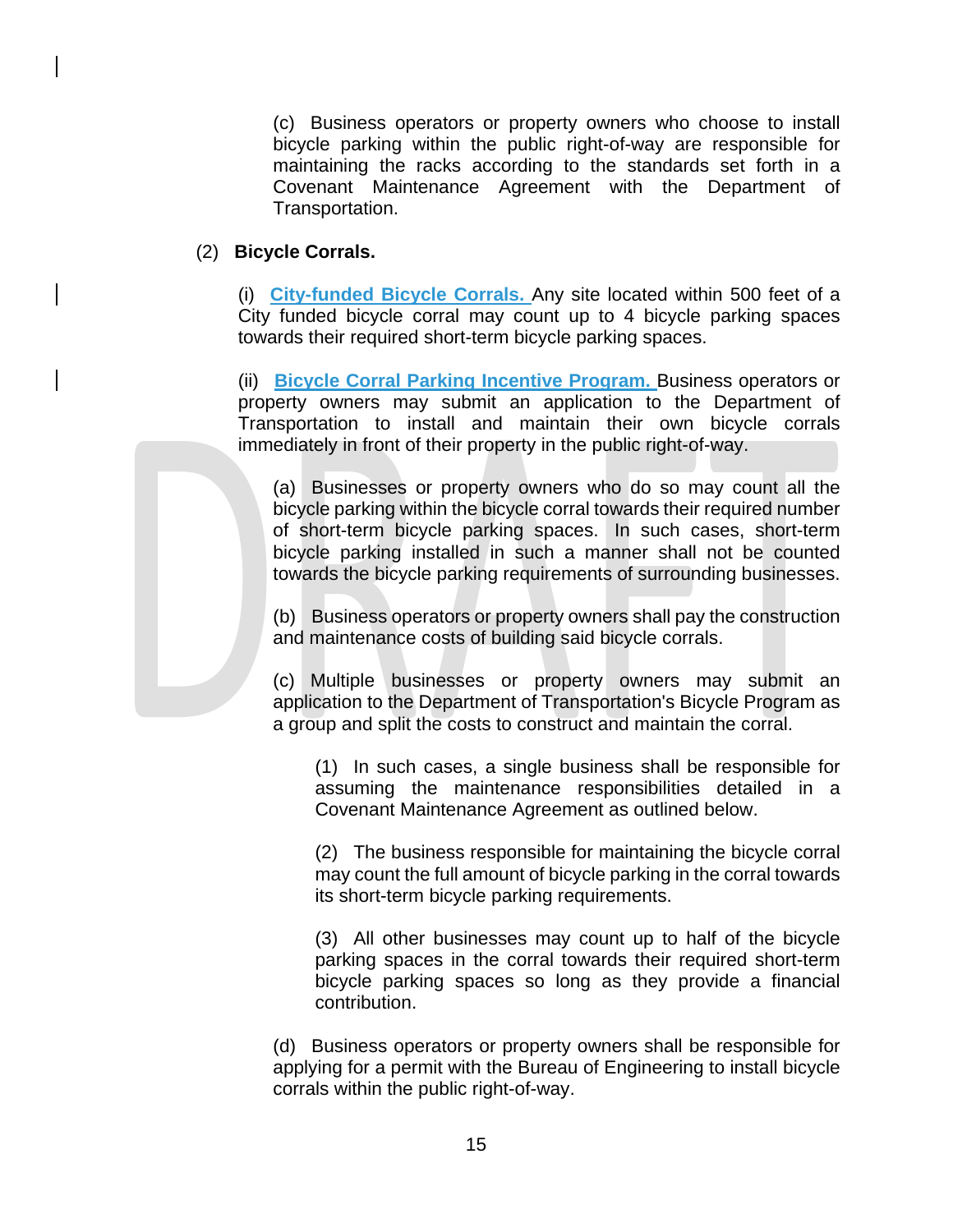(c) Business operators or property owners who choose to install bicycle parking within the public right-of-way are responsible for maintaining the racks according to the standards set forth in a Covenant Maintenance Agreement with the Department of Transportation.

(2) **Bicycle Corrals.**

(i) **City-funded Bicycle Corrals.** Any site located within 500 feet of a City funded bicycle corral may count up to 4 bicycle parking spaces towards their required short-term bicycle parking spaces.

(ii) **Bicycle Corral Parking Incentive Program.** Business operators or property owners may submit an application to the Department of Transportation to install and maintain their own bicycle corrals immediately in front of their property in the public right-of-way.

(a) Businesses or property owners who do so may count all the bicycle parking within the bicycle corral towards their required number of short-term bicycle parking spaces. In such cases, short-term bicycle parking installed in such a manner shall not be counted towards the bicycle parking requirements of surrounding businesses.

(b) Business operators or property owners shall pay the construction and maintenance costs of building said bicycle corrals.

(c) Multiple businesses or property owners may submit an application to the Department of Transportation's Bicycle Program as a group and split the costs to construct and maintain the corral.

(1) In such cases, a single business shall be responsible for assuming the maintenance responsibilities detailed in a Covenant Maintenance Agreement as outlined below.

(2) The business responsible for maintaining the bicycle corral may count the full amount of bicycle parking in the corral towards its short-term bicycle parking requirements.

(3) All other businesses may count up to half of the bicycle parking spaces in the corral towards their required short-term bicycle parking spaces so long as they provide a financial contribution.

(d) Business operators or property owners shall be responsible for applying for a permit with the Bureau of Engineering to install bicycle corrals within the public right-of-way.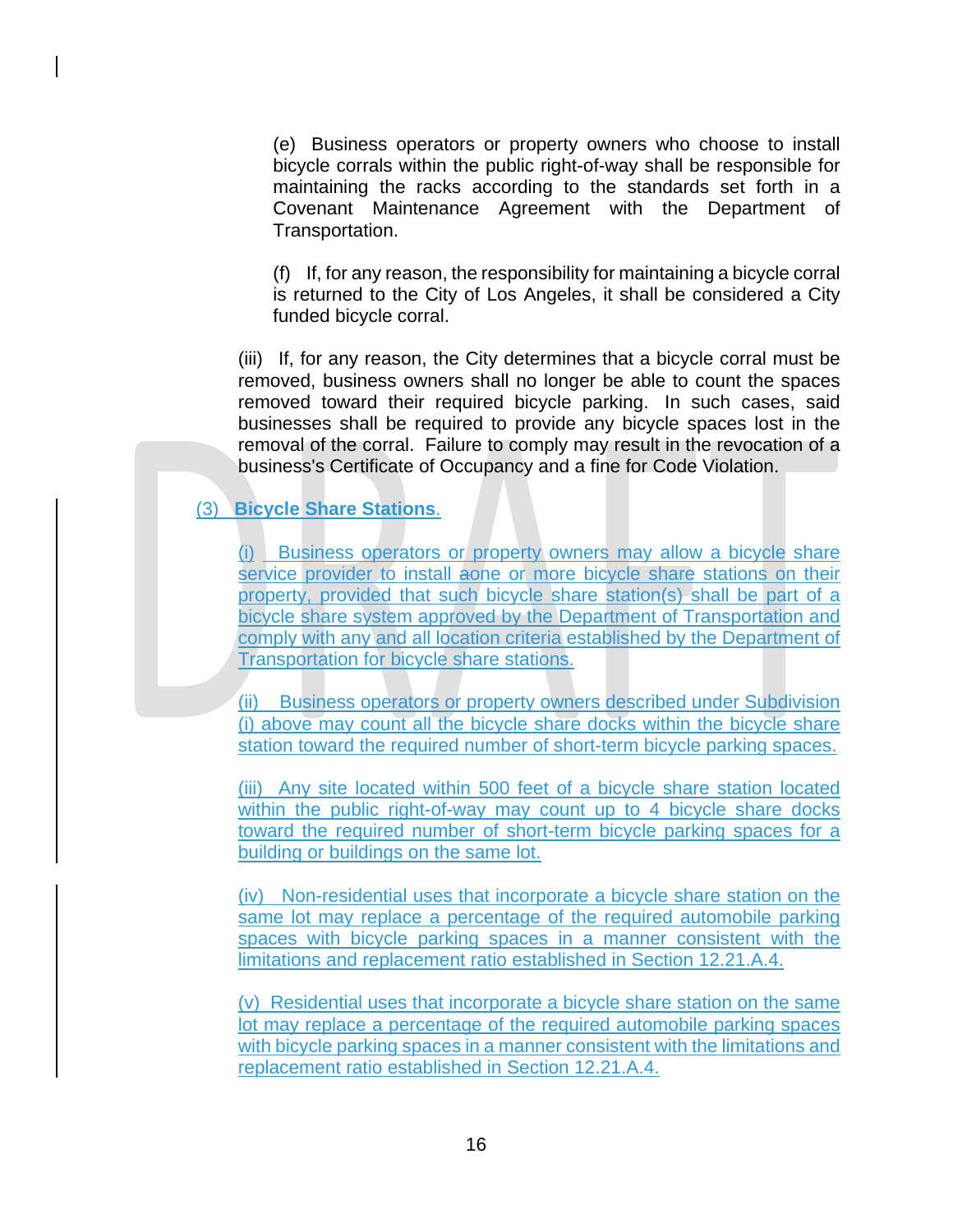(e) Business operators or property owners who choose to install bicycle corrals within the public right-of-way shall be responsible for maintaining the racks according to the standards set forth in a Covenant Maintenance Agreement with the Department of Transportation.

(f) If, for any reason, the responsibility for maintaining a bicycle corral is returned to the City of Los Angeles, it shall be considered a City funded bicycle corral.

(iii) If, for any reason, the City determines that a bicycle corral must be removed, business owners shall no longer be able to count the spaces removed toward their required bicycle parking. In such cases, said businesses shall be required to provide any bicycle spaces lost in the removal of the corral. Failure to comply may result in the revocation of a business's Certificate of Occupancy and a fine for Code Violation.

(3) **Bicycle Share Stations.**

(i) Business operators or property owners may allow a bicycle share service provider to install aone or more bicycle share stations on their property, provided that such bicycle share station(s) shall be part of a bicycle share system approved by the Department of Transportation and comply with any and all location criteria established by the Department of Transportation for bicycle share stations.

(ii) Business operators or property owners described under Subdivision (i) above may count all the bicycle share docks within the bicycle share station toward the required number of short-term bicycle parking spaces.

(iii) Any site located within 500 feet of a bicycle share station located within the public right-of-way may count up to 4 bicycle share docks toward the required number of short-term bicycle parking spaces for a building or buildings on the same lot.

(iv) Non-residential uses that incorporate a bicycle share station on the same lot may replace a percentage of the required automobile parking spaces with bicycle parking spaces in a manner consistent with the limitations and replacement ratio established in Section 12.21.A.4.

(v) Residential uses that incorporate a bicycle share station on the same lot may replace a percentage of the required automobile parking spaces with bicycle parking spaces in a manner consistent with the limitations and replacement ratio established in Section 12.21.A.4.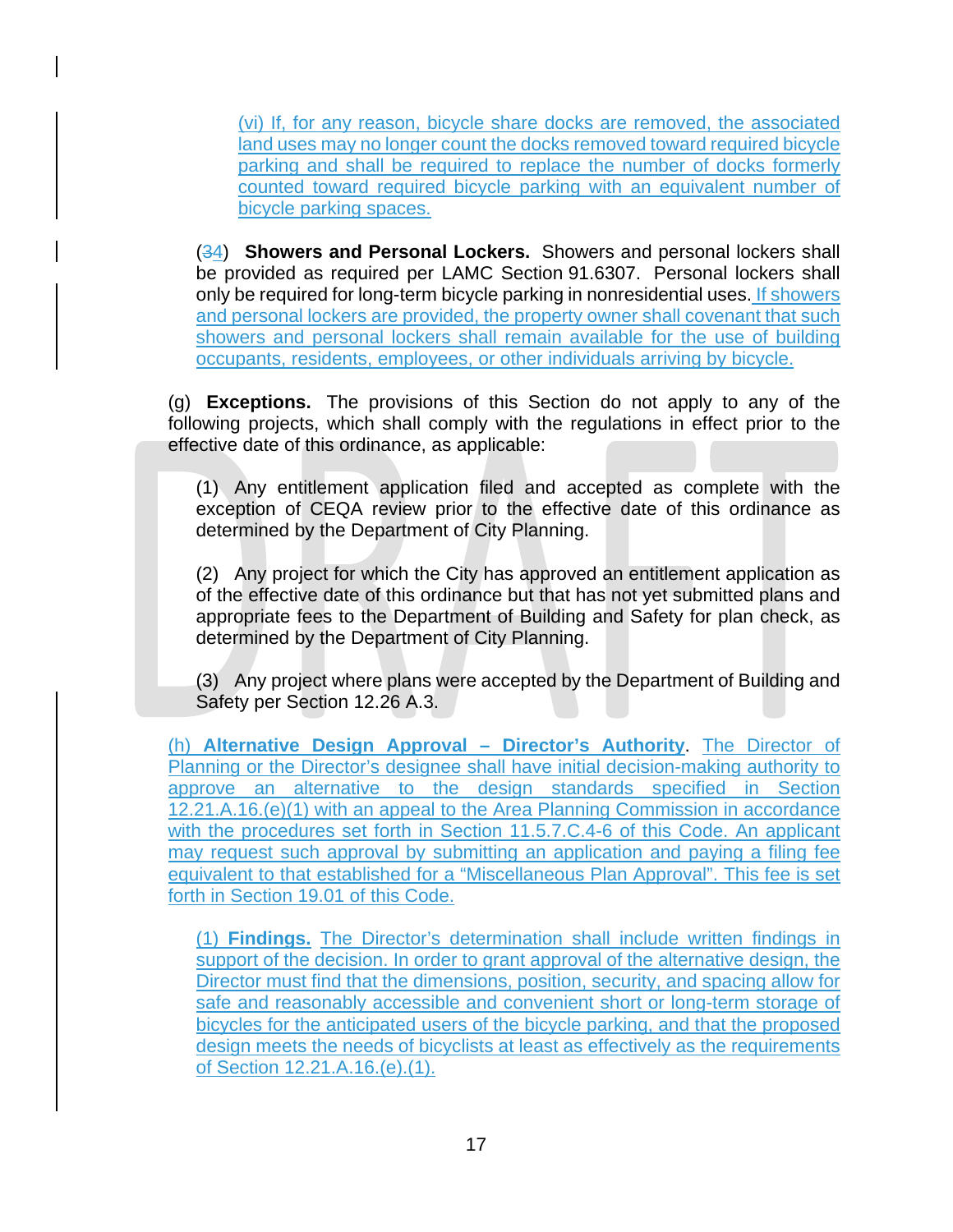(vi) If, for any reason, bicycle share docks are removed, the associated land uses may no longer count the docks removed toward required bicycle parking and shall be required to replace the number of docks formerly counted toward required bicycle parking with an equivalent number of bicycle parking spaces.

(~~3~~4) **Showers and Personal Lockers.** Showers and personal lockers shall be provided as required per LAMC Section 91.6307. Personal lockers shall only be required for long-term bicycle parking in nonresidential uses. If showers and personal lockers are provided, the property owner shall covenant that such showers and personal lockers shall remain available for the use of building occupants, residents, employees, or other individuals arriving by bicycle.

(g) **Exceptions.** The provisions of this Section do not apply to any of the following projects, which shall comply with the regulations in effect prior to the effective date of this ordinance, as applicable:

(1) Any entitlement application filed and accepted as complete with the exception of CEQA review prior to the effective date of this ordinance as determined by the Department of City Planning.

(2) Any project for which the City has approved an entitlement application as of the effective date of this ordinance but that has not yet submitted plans and appropriate fees to the Department of Building and Safety for plan check, as determined by the Department of City Planning.

(3) Any project where plans were accepted by the Department of Building and Safety per Section 12.26 A.3.

(h) **Alternative Design Approval – Director's Authority**. The Director of Planning or the Director's designee shall have initial decision-making authority to approve an alternative to the design standards specified in Section 12.21.A.16.(e)(1) with an appeal to the Area Planning Commission in accordance with the procedures set forth in Section 11.5.7.C.4-6 of this Code. An applicant may request such approval by submitting an application and paying a filing fee equivalent to that established for a "Miscellaneous Plan Approval". This fee is set forth in Section 19.01 of this Code.

(1) **Findings.** The Director's determination shall include written findings in support of the decision. In order to grant approval of the alternative design, the Director must find that the dimensions, position, security, and spacing allow for safe and reasonably accessible and convenient short or long-term storage of bicycles for the anticipated users of the bicycle parking, and that the proposed design meets the needs of bicyclists at least as effectively as the requirements of Section 12.21.A.16.(e).(1).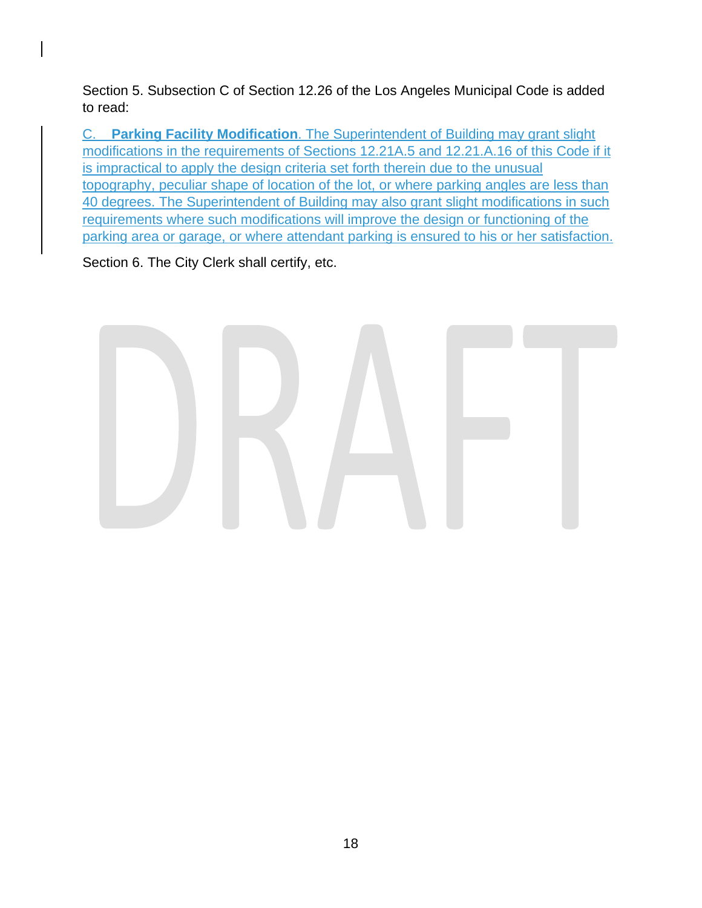Section 5. Subsection C of Section 12.26 of the Los Angeles Municipal Code is added to read:

C. **Parking Facility Modification**. The Superintendent of Building may grant slight modifications in the requirements of Sections 12.21A.5 and 12.21.A.16 of this Code if it is impractical to apply the design criteria set forth therein due to the unusual topography, peculiar shape of location of the lot, or where parking angles are less than 40 degrees. The Superintendent of Building may also grant slight modifications in such requirements where such modifications will improve the design or functioning of the parking area or garage, or where attendant parking is ensured to his or her satisfaction.

Section 6. The City Clerk shall certify, etc.